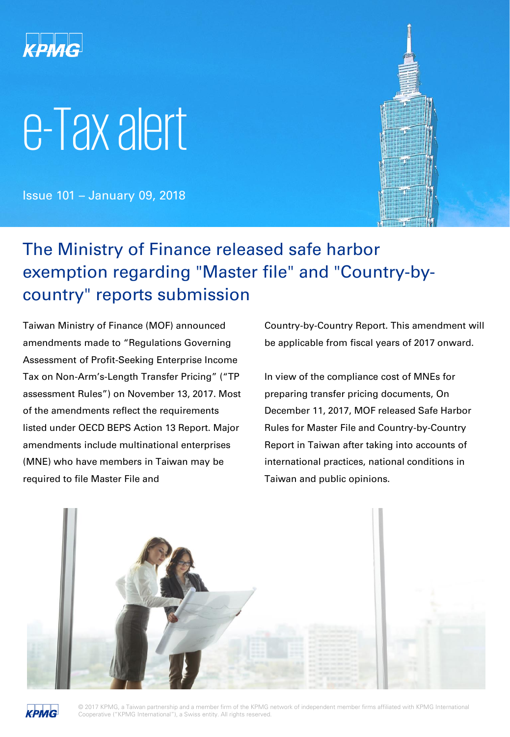KPMG

# e-Tax alert

Issue 101 – January 09, 2018

## The Ministry of Finance released safe harbor exemption regarding "Master file" and "Country-by-country" reports submission

Taiwan Ministry of Finance (MOF) announced amendments made to “Regulations Governing Assessment of Profit-Seeking Enterprise Income Tax on Non-Arm’s-Length Transfer Pricing” (“TP assessment Rules”) on November 13, 2017. Most of the amendments reflect the requirements listed under OECD BEPS Action 13 Report. Major amendments include multinational enterprises (MNE) who have members in Taiwan may be required to file Master File and Country-by-Country Report. This amendment will be applicable from fiscal years of 2017 onward.

In view of the compliance cost of MNEs for preparing transfer pricing documents, On December 11, 2017, MOF released Safe Harbor Rules for Master File and Country-by-Country Report in Taiwan after taking into accounts of international practices, national conditions in Taiwan and public opinions.

© 2017 KPMG, a Taiwan partnership and a member firm of the KPMG network of independent member firms affiliated with KPMG International Cooperative ("KPMG International"), a Swiss entity. All rights reserved.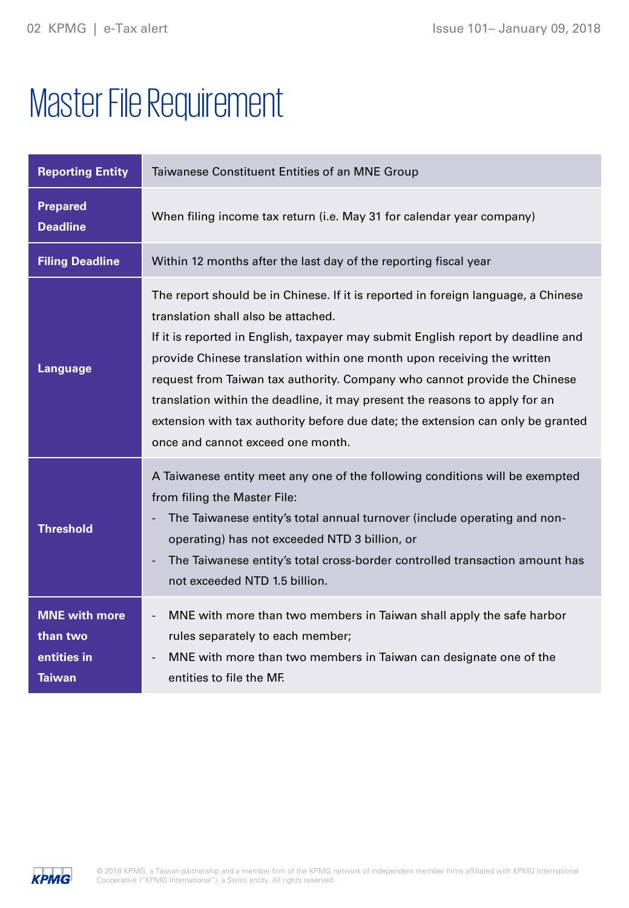# Master File Requirement

| | |
|---|---|
| **Reporting Entity** | Taiwanese Constituent Entities of an MNE Group |
| **Prepared Deadline** | When filing income tax return (i.e. May 31 for calendar year company) |
| **Filing Deadline** | Within 12 months after the last day of the reporting fiscal year |
| **Language** | The report should be in Chinese. If it is reported in foreign language, a Chinese translation shall also be attached.<br>If it is reported in English, taxpayer may submit English report by deadline and provide Chinese translation within one month upon receiving the written request from Taiwan tax authority. Company who cannot provide the Chinese translation within the deadline, it may present the reasons to apply for an extension with tax authority before due date; the extension can only be granted once and cannot exceed one month. |
| **Threshold** | A Taiwanese entity meet any one of the following conditions will be exempted from filing the Master File:<br>- The Taiwanese entity's total annual turnover (include operating and non-operating) has not exceeded NTD 3 billion, or<br>- The Taiwanese entity's total cross-border controlled transaction amount has not exceeded NTD 1.5 billion. |
| **MNE with more than two entities in Taiwan** | - MNE with more than two members in Taiwan shall apply the safe harbor rules separately to each member;<br>- MNE with more than two members in Taiwan can designate one of the entities to file the MF. |

© 2018 KPMG, a Taiwan partnership and a member firm of the KPMG network of independent member firms affiliated with KPMG International Cooperative ("KPMG International"), a Swiss entity. All rights reserved.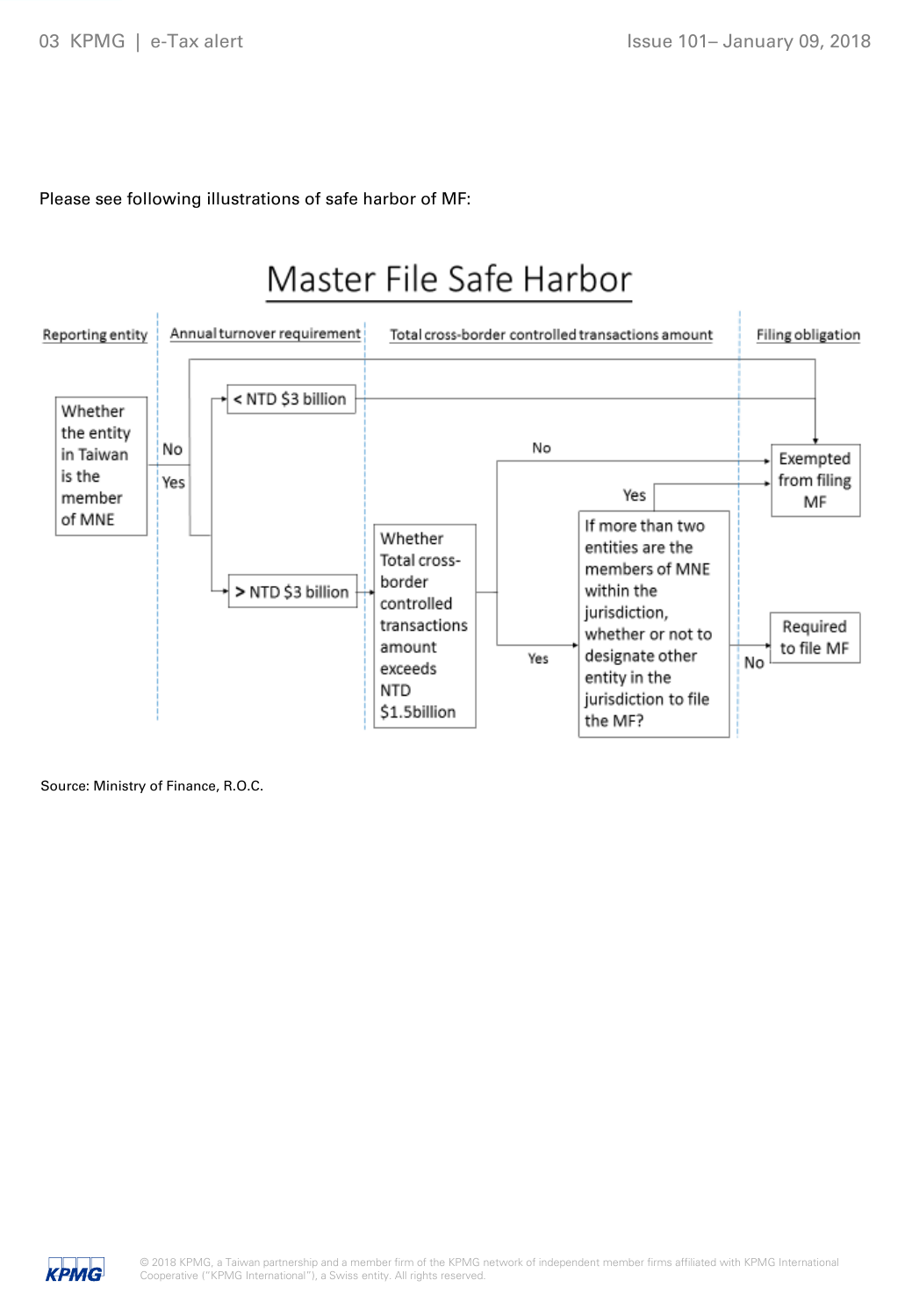Please see following illustrations of safe harbor of MF:

## Master File Safe Harbor

Reporting entity | Annual turnover requirement | Total cross-border controlled transactions amount | Filing obligation

Whether the entity in Taiwan is the member of MNE

No → Exempted from filing MF

Yes → < NTD $3 billion → Exempted from filing MF

Yes → > NTD $3 billion → Whether Total cross-border controlled transactions amount exceeds NTD $1.5billion

No → Exempted from filing MF

Yes → If more than two entities are the members of MNE within the jurisdiction, whether or not to designate other entity in the jurisdiction to file the MF?

Yes → Exempted from filing MF

No → Required to file MF

Source: Ministry of Finance, R.O.C.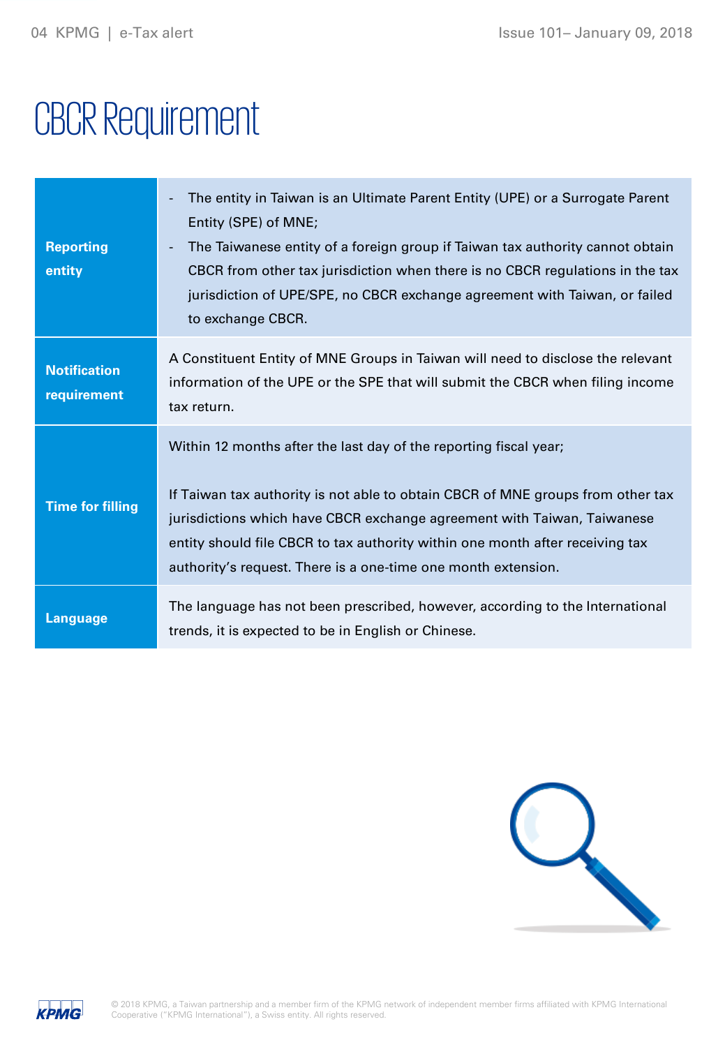# CBCR Requirement

| | |
|---|---|
| **Reporting entity** | - The entity in Taiwan is an Ultimate Parent Entity (UPE) or a Surrogate Parent Entity (SPE) of MNE;<br>- The Taiwanese entity of a foreign group if Taiwan tax authority cannot obtain CBCR from other tax jurisdiction when there is no CBCR regulations in the tax jurisdiction of UPE/SPE, no CBCR exchange agreement with Taiwan, or failed to exchange CBCR. |
| **Notification requirement** | A Constituent Entity of MNE Groups in Taiwan will need to disclose the relevant information of the UPE or the SPE that will submit the CBCR when filing income tax return. |
| **Time for filling** | Within 12 months after the last day of the reporting fiscal year;<br><br>If Taiwan tax authority is not able to obtain CBCR of MNE groups from other tax jurisdictions which have CBCR exchange agreement with Taiwan, Taiwanese entity should file CBCR to tax authority within one month after receiving tax authority's request. There is a one-time one month extension. |
| **Language** | The language has not been prescribed, however, according to the International trends, it is expected to be in English or Chinese. |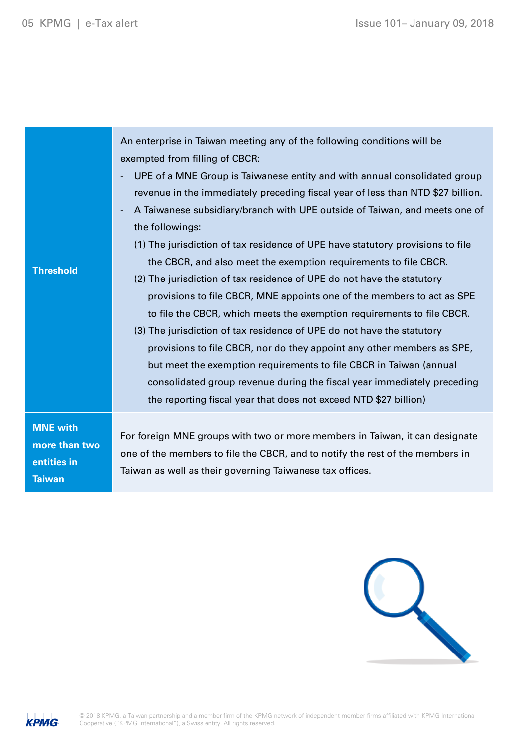| | |
|---|---|
| **Threshold** | An enterprise in Taiwan meeting any of the following conditions will be exempted from filling of CBCR:<br>- UPE of a MNE Group is Taiwanese entity and with annual consolidated group revenue in the immediately preceding fiscal year of less than NTD $27 billion.<br>- A Taiwanese subsidiary/branch with UPE outside of Taiwan, and meets one of the followings:<br>(1) The jurisdiction of tax residence of UPE have statutory provisions to file the CBCR, and also meet the exemption requirements to file CBCR.<br>(2) The jurisdiction of tax residence of UPE do not have the statutory provisions to file CBCR, MNE appoints one of the members to act as SPE to file the CBCR, which meets the exemption requirements to file CBCR.<br>(3) The jurisdiction of tax residence of UPE do not have the statutory provisions to file CBCR, nor do they appoint any other members as SPE, but meet the exemption requirements to file CBCR in Taiwan (annual consolidated group revenue during the fiscal year immediately preceding the reporting fiscal year that does not exceed NTD $27 billion) |
| **MNE with more than two entities in Taiwan** | For foreign MNE groups with two or more members in Taiwan, it can designate one of the members to file the CBCR, and to notify the rest of the members in Taiwan as well as their governing Taiwanese tax offices. |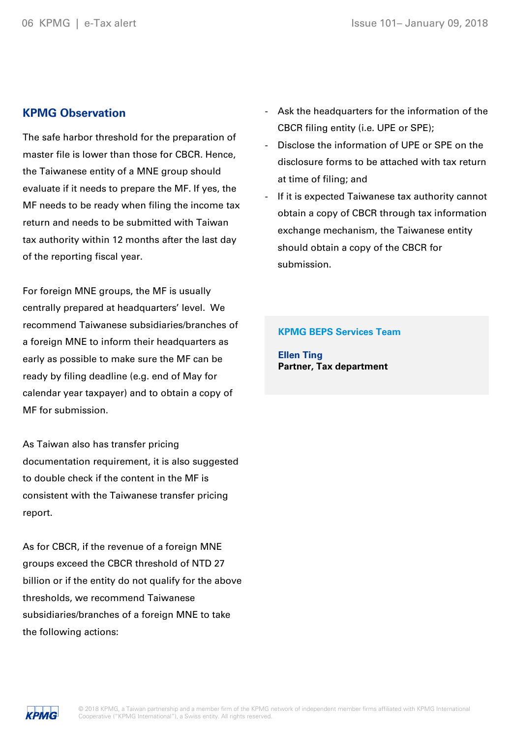## KPMG Observation

The safe harbor threshold for the preparation of master file is lower than those for CBCR. Hence, the Taiwanese entity of a MNE group should evaluate if it needs to prepare the MF. If yes, the MF needs to be ready when filing the income tax return and needs to be submitted with Taiwan tax authority within 12 months after the last day of the reporting fiscal year.

For foreign MNE groups, the MF is usually centrally prepared at headquarters' level. We recommend Taiwanese subsidiaries/branches of a foreign MNE to inform their headquarters as early as possible to make sure the MF can be ready by filing deadline (e.g. end of May for calendar year taxpayer) and to obtain a copy of MF for submission.

As Taiwan also has transfer pricing documentation requirement, it is also suggested to double check if the content in the MF is consistent with the Taiwanese transfer pricing report.

As for CBCR, if the revenue of a foreign MNE groups exceed the CBCR threshold of NTD 27 billion or if the entity do not qualify for the above thresholds, we recommend Taiwanese subsidiaries/branches of a foreign MNE to take the following actions:

- Ask the headquarters for the information of the CBCR filing entity (i.e. UPE or SPE);
- Disclose the information of UPE or SPE on the disclosure forms to be attached with tax return at time of filing; and
- If it is expected Taiwanese tax authority cannot obtain a copy of CBCR through tax information exchange mechanism, the Taiwanese entity should obtain a copy of the CBCR for submission.

**KPMG BEPS Services Team**

**Ellen Ting**
**Partner, Tax department**

© 2018 KPMG, a Taiwan partnership and a member firm of the KPMG network of independent member firms affiliated with KPMG International Cooperative ("KPMG International"), a Swiss entity. All rights reserved.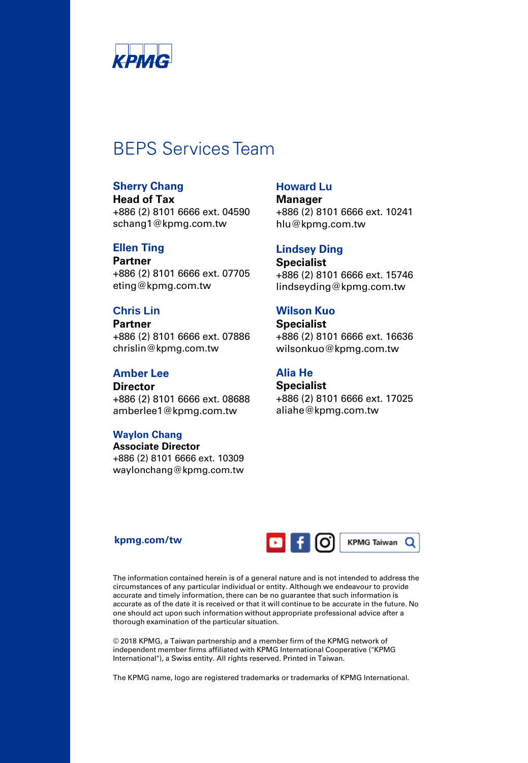KPMG

# BEPS Services Team

**Sherry Chang**
**Head of Tax**
+886 (2) 8101 6666 ext. 04590
schang1@kpmg.com.tw

**Ellen Ting**
**Partner**
+886 (2) 8101 6666 ext. 07705
eting@kpmg.com.tw

**Chris Lin**
**Partner**
+886 (2) 8101 6666 ext. 07886
chrislin@kpmg.com.tw

**Amber Lee**
**Director**
+886 (2) 8101 6666 ext. 08688
amberlee1@kpmg.com.tw

**Waylon Chang**
**Associate Director**
+886 (2) 8101 6666 ext. 10309
waylonchang@kpmg.com.tw

**Howard Lu**
**Manager**
+886 (2) 8101 6666 ext. 10241
hlu@kpmg.com.tw

**Lindsey Ding**
**Specialist**
+886 (2) 8101 6666 ext. 15746
lindseyding@kpmg.com.tw

**Wilson Kuo**
**Specialist**
+886 (2) 8101 6666 ext. 16636
wilsonkuo@kpmg.com.tw

**Alia He**
**Specialist**
+886 (2) 8101 6666 ext. 17025
aliahe@kpmg.com.tw

**kpmg.com/tw**

KPMG Taiwan

The information contained herein is of a general nature and is not intended to address the circumstances of any particular individual or entity. Although we endeavour to provide accurate and timely information, there can be no guarantee that such information is accurate as of the date it is received or that it will continue to be accurate in the future. No one should act upon such information without appropriate professional advice after a thorough examination of the particular situation.

© 2018 KPMG, a Taiwan partnership and a member firm of the KPMG network of independent member firms affiliated with KPMG International Cooperative ("KPMG International"), a Swiss entity. All rights reserved. Printed in Taiwan.

The KPMG name, logo are registered trademarks or trademarks of KPMG International.